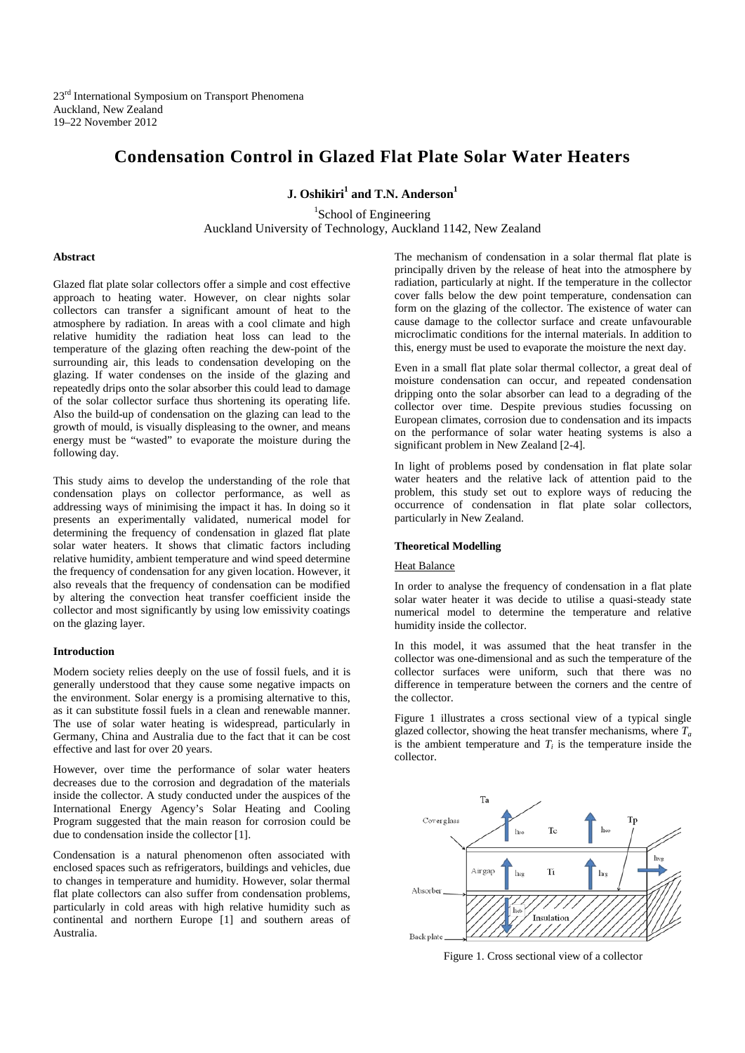23rd International Symposium on Transport Phenomena
Auckland, New Zealand
19–22 November 2012

# Condensation Control in Glazed Flat Plate Solar Water Heaters

**J. Oshikiri[1] and T.N. Anderson[1]**

[1]School of Engineering
Auckland University of Technology, Auckland 1142, New Zealand

### Abstract

Glazed flat plate solar collectors offer a simple and cost effective approach to heating water. However, on clear nights solar collectors can transfer a significant amount of heat to the atmosphere by radiation. In areas with a cool climate and high relative humidity the radiation heat loss can lead to the temperature of the glazing often reaching the dew-point of the surrounding air, this leads to condensation developing on the glazing. If water condenses on the inside of the glazing and repeatedly drips onto the solar absorber this could lead to damage of the solar collector surface thus shortening its operating life. Also the build-up of condensation on the glazing can lead to the growth of mould, is visually displeasing to the owner, and means energy must be "wasted" to evaporate the moisture during the following day.

This study aims to develop the understanding of the role that condensation plays on collector performance, as well as addressing ways of minimising the impact it has. In doing so it presents an experimentally validated, numerical model for determining the frequency of condensation in glazed flat plate solar water heaters. It shows that climatic factors including relative humidity, ambient temperature and wind speed determine the frequency of condensation for any given location. However, it also reveals that the frequency of condensation can be modified by altering the convection heat transfer coefficient inside the collector and most significantly by using low emissivity coatings on the glazing layer.

### Introduction

Modern society relies deeply on the use of fossil fuels, and it is generally understood that they cause some negative impacts on the environment. Solar energy is a promising alternative to this, as it can substitute fossil fuels in a clean and renewable manner. The use of solar water heating is widespread, particularly in Germany, China and Australia due to the fact that it can be cost effective and last for over 20 years.

However, over time the performance of solar water heaters decreases due to the corrosion and degradation of the materials inside the collector. A study conducted under the auspices of the International Energy Agency's Solar Heating and Cooling Program suggested that the main reason for corrosion could be due to condensation inside the collector [1].

Condensation is a natural phenomenon often associated with enclosed spaces such as refrigerators, buildings and vehicles, due to changes in temperature and humidity. However, solar thermal flat plate collectors can also suffer from condensation problems, particularly in cold areas with high relative humidity such as continental and northern Europe [1] and southern areas of Australia.

The mechanism of condensation in a solar thermal flat plate is principally driven by the release of heat into the atmosphere by radiation, particularly at night. If the temperature in the collector cover falls below the dew point temperature, condensation can form on the glazing of the collector. The existence of water can cause damage to the collector surface and create unfavourable microclimatic conditions for the internal materials. In addition to this, energy must be used to evaporate the moisture the next day.

Even in a small flat plate solar thermal collector, a great deal of moisture condensation can occur, and repeated condensation dripping onto the solar absorber can lead to a degrading of the collector over time. Despite previous studies focussing on European climates, corrosion due to condensation and its impacts on the performance of solar water heating systems is also a significant problem in New Zealand [2-4].

In light of problems posed by condensation in flat plate solar water heaters and the relative lack of attention paid to the problem, this study set out to explore ways of reducing the occurrence of condensation in flat plate solar collectors, particularly in New Zealand.

### Theoretical Modelling

#### Heat Balance

In order to analyse the frequency of condensation in a flat plate solar water heater it was decide to utilise a quasi-steady state numerical model to determine the temperature and relative humidity inside the collector.

In this model, it was assumed that the heat transfer in the collector was one-dimensional and as such the temperature of the collector surfaces were uniform, such that there was no difference in temperature between the corners and the centre of the collector.

Figure 1 illustrates a cross sectional view of a typical single glazed collector, showing the heat transfer mechanisms, where $T_a$ is the ambient temperature and $T_i$ is the temperature inside the collector.

Figure 1. Cross sectional view of a collector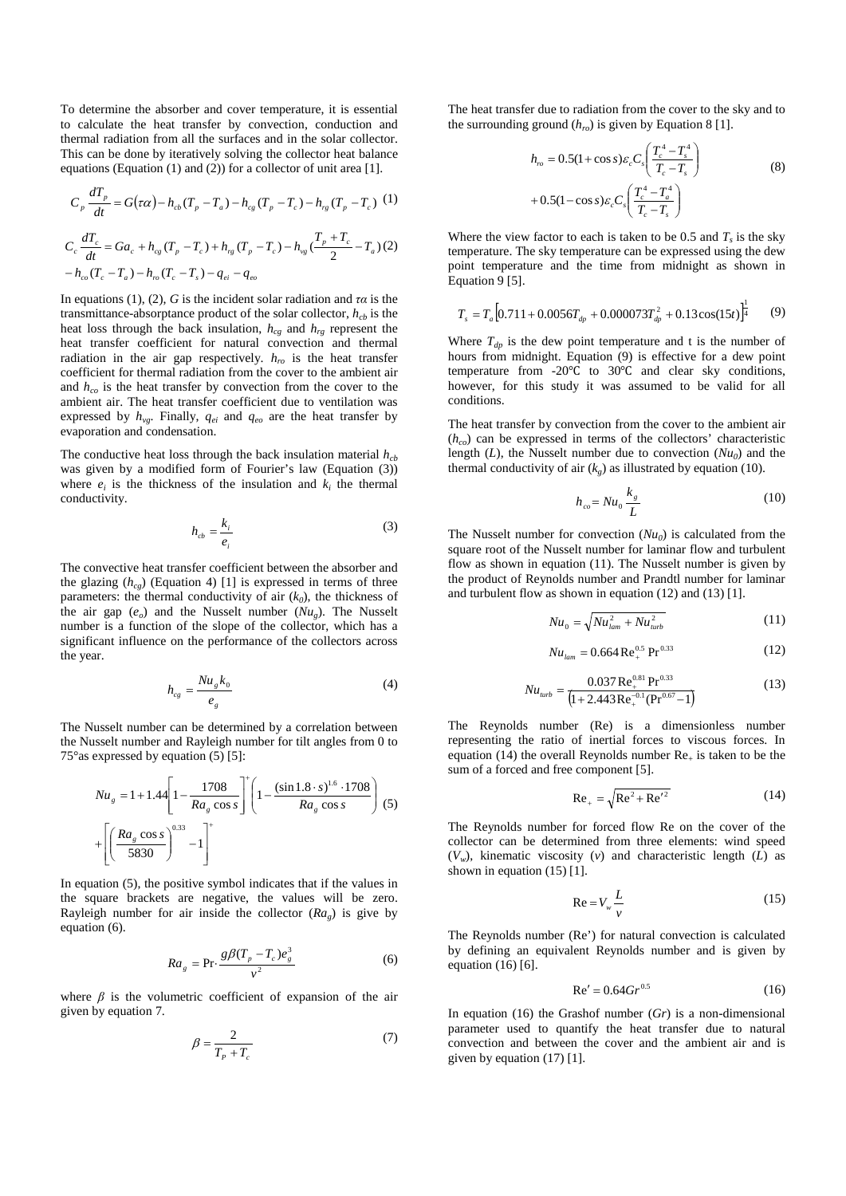To determine the absorber and cover temperature, it is essential to calculate the heat transfer by convection, conduction and thermal radiation from all the surfaces and in the solar collector. This can be done by iteratively solving the collector heat balance equations (Equation (1) and (2)) for a collector of unit area [1].

$$C_p \frac{dT_p}{dt} = G(\tau\alpha) - h_{cb}(T_p - T_a) - h_{cg}(T_p - T_c) - h_{rg}(T_p - T_c) \quad (1)$$

$$C_c \frac{dT_c}{dt} = Ga_c + h_{cg}(T_p - T_c) + h_{rg}(T_p - T_c) - h_{vg}(\frac{T_p + T_c}{2} - T_a) \quad (2)$$
$$- h_{co}(T_c - T_a) - h_{ro}(T_c - T_s) - q_{ei} - q_{eo}$$

In equations (1), (2), $G$ is the incident solar radiation and $\tau\alpha$ is the transmittance-absorptance product of the solar collector, $h_{cb}$ is the heat loss through the back insulation, $h_{cg}$ and $h_{rg}$ represent the heat transfer coefficient for natural convection and thermal radiation in the air gap respectively. $h_{ro}$ is the heat transfer coefficient for thermal radiation from the cover to the ambient air and $h_{co}$ is the heat transfer by convection from the cover to the ambient air. The heat transfer coefficient due to ventilation was expressed by $h_{vg}$. Finally, $q_{ei}$ and $q_{eo}$ are the heat transfer by evaporation and condensation.

The conductive heat loss through the back insulation material $h_{cb}$ was given by a modified form of Fourier's law (Equation (3)) where $e_i$ is the thickness of the insulation and $k_i$ the thermal conductivity.

$$h_{cb} = \frac{k_i}{e_i} \quad (3)$$

The convective heat transfer coefficient between the absorber and the glazing ($h_{cg}$) (Equation 4) [1] is expressed in terms of three parameters: the thermal conductivity of air ($k_0$), the thickness of the air gap ($e_o$) and the Nusselt number ($Nu_g$). The Nusselt number is a function of the slope of the collector, which has a significant influence on the performance of the collectors across the year.

$$h_{cg} = \frac{Nu_g k_0}{e_g} \quad (4)$$

The Nusselt number can be determined by a correlation between the Nusselt number and Rayleigh number for tilt angles from 0 to 75°as expressed by equation (5) [5]:

$$Nu_g = 1 + 1.44\left[1 - \frac{1708}{Ra_g \cos s}\right]^{+}\left(1 - \frac{(\sin 1.8 \cdot s)^{1.6} \cdot 1708}{Ra_g \cos s}\right) \quad (5)$$
$$+ \left[\left(\frac{Ra_g \cos s}{5830}\right)^{0.33} - 1\right]^{+}$$

In equation (5), the positive symbol indicates that if the values in the square brackets are negative, the values will be zero. Rayleigh number for air inside the collector ($Ra_g$) is give by equation (6).

$$Ra_g = \Pr \cdot \frac{g\beta(T_p - T_c)e_g^3}{v^2} \quad (6)$$

where $\beta$ is the volumetric coefficient of expansion of the air given by equation 7.

$$\beta = \frac{2}{T_P + T_c} \quad (7)$$

The heat transfer due to radiation from the cover to the sky and to the surrounding ground ($h_{ro}$) is given by Equation 8 [1].

$$h_{ro} = 0.5(1 + \cos s)\varepsilon_c C_s\left(\frac{T_c^4 - T_s^4}{T_c - T_s}\right) \quad (8)$$
$$+ 0.5(1 - \cos s)\varepsilon_c C_s\left(\frac{T_c^4 - T_a^4}{T_c - T_s}\right)$$

Where the view factor to each is taken to be 0.5 and $T_s$ is the sky temperature. The sky temperature can be expressed using the dew point temperature and the time from midnight as shown in Equation 9 [5].

$$T_s = T_a\left[0.711 + 0.0056T_{dp} + 0.000073T_{dp}^2 + 0.13\cos(15t)\right]^{\frac{1}{4}} \quad (9)$$

Where $T_{dp}$ is the dew point temperature and t is the number of hours from midnight. Equation (9) is effective for a dew point temperature from -20℃ to 30℃ and clear sky conditions, however, for this study it was assumed to be valid for all conditions.

The heat transfer by convection from the cover to the ambient air ($h_{co}$) can be expressed in terms of the collectors' characteristic length ($L$), the Nusselt number due to convection ($Nu_0$) and the thermal conductivity of air ($k_g$) as illustrated by equation (10).

$$h_{co} = Nu_0 \frac{k_g}{L} \quad (10)$$

The Nusselt number for convection ($Nu_0$) is calculated from the square root of the Nusselt number for laminar flow and turbulent flow as shown in equation (11). The Nusselt number is given by the product of Reynolds number and Prandtl number for laminar and turbulent flow as shown in equation (12) and (13) [1].

$$Nu_0 = \sqrt{Nu_{lam}^2 + Nu_{turb}^2} \quad (11)$$

$$Nu_{lam} = 0.664 \mathrm{Re}_+^{0.5} \Pr^{0.33} \quad (12)$$

$$Nu_{turb} = \frac{0.037 \mathrm{Re}_+^{0.81} \Pr^{0.33}}{\left(1 + 2.443 \mathrm{Re}_+^{-0.1}(\Pr^{0.67} - 1\right)} \quad (13)$$

The Reynolds number (Re) is a dimensionless number representing the ratio of inertial forces to viscous forces. In equation (14) the overall Reynolds number $\mathrm{Re}_+$ is taken to be the sum of a forced and free component [5].

$$\mathrm{Re}_+ = \sqrt{\mathrm{Re}^2 + \mathrm{Re}'^2} \quad (14)$$

The Reynolds number for forced flow Re on the cover of the collector can be determined from three elements: wind speed ($V_w$), kinematic viscosity ($v$) and characteristic length ($L$) as shown in equation (15) [1].

$$\mathrm{Re} = V_w \frac{L}{v} \quad (15)$$

The Reynolds number (Re') for natural convection is calculated by defining an equivalent Reynolds number and is given by equation (16) [6].

$$\mathrm{Re}' = 0.64 Gr^{0.5} \quad (16)$$

In equation (16) the Grashof number ($Gr$) is a non-dimensional parameter used to quantify the heat transfer due to natural convection and between the cover and the ambient air and is given by equation (17) [1].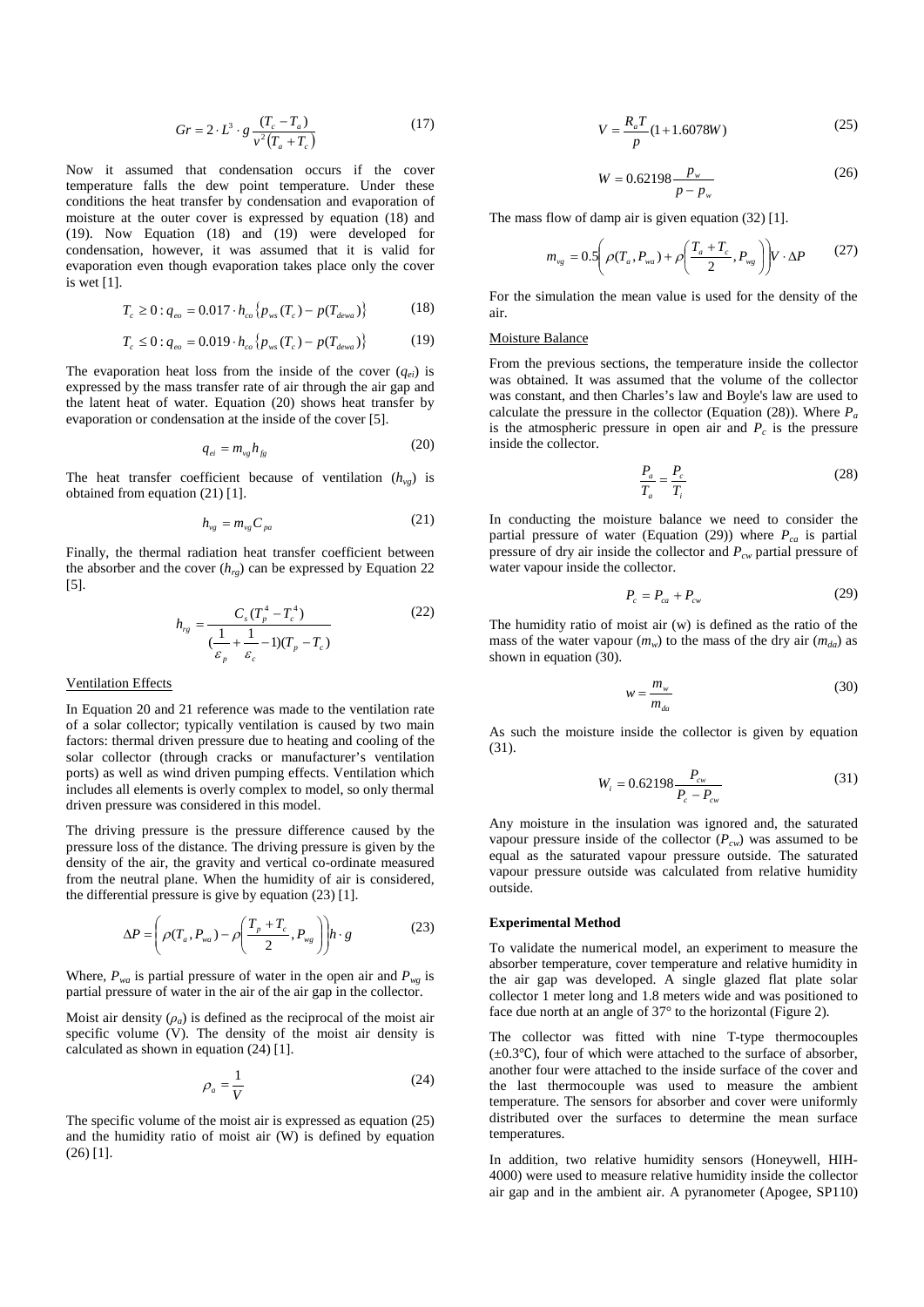$$Gr = 2 \cdot L^3 \cdot g \frac{(T_c - T_a)}{v^2(T_a + T_c)} \tag{17}$$

Now it assumed that condensation occurs if the cover temperature falls the dew point temperature. Under these conditions the heat transfer by condensation and evaporation of moisture at the outer cover is expressed by equation (18) and (19). Now Equation (18) and (19) were developed for condensation, however, it was assumed that it is valid for evaporation even though evaporation takes place only the cover is wet [1].

$$T_c \geq 0 : q_{eo} = 0.017 \cdot h_{co} \left\{ p_{ws}(T_c) - p(T_{dewa}) \right\} \tag{18}$$

$$T_c \leq 0 : q_{eo} = 0.019 \cdot h_{co} \left\{ p_{ws}(T_c) - p(T_{dewa}) \right\} \tag{19}$$

The evaporation heat loss from the inside of the cover ($q_{ei}$) is expressed by the mass transfer rate of air through the air gap and the latent heat of water. Equation (20) shows heat transfer by evaporation or condensation at the inside of the cover [5].

$$q_{ei} = m_{vg} h_{fg} \tag{20}$$

The heat transfer coefficient because of ventilation ($h_{vg}$) is obtained from equation (21) [1].

$$h_{vg} = m_{vg} C_{pa} \tag{21}$$

Finally, the thermal radiation heat transfer coefficient between the absorber and the cover ($h_{rg}$) can be expressed by Equation 22 [5].

$$h_{rg} = \frac{C_s (T_p^4 - T_c^4)}{(\frac{1}{\varepsilon_p} + \frac{1}{\varepsilon_c} - 1)(T_p - T_c)} \tag{22}$$

Ventilation Effects

In Equation 20 and 21 reference was made to the ventilation rate of a solar collector; typically ventilation is caused by two main factors: thermal driven pressure due to heating and cooling of the solar collector (through cracks or manufacturer's ventilation ports) as well as wind driven pumping effects. Ventilation which includes all elements is overly complex to model, so only thermal driven pressure was considered in this model.

The driving pressure is the pressure difference caused by the pressure loss of the distance. The driving pressure is given by the density of the air, the gravity and vertical co-ordinate measured from the neutral plane. When the humidity of air is considered, the differential pressure is give by equation (23) [1].

$$\Delta P = \left( \rho(T_a, P_{wa}) - \rho\left(\frac{T_p + T_c}{2}, P_{wg}\right) \right) h \cdot g \tag{23}$$

Where, $P_{wa}$ is partial pressure of water in the open air and $P_{wg}$ is partial pressure of water in the air of the air gap in the collector.

Moist air density ($\rho_a$) is defined as the reciprocal of the moist air specific volume (V). The density of the moist air density is calculated as shown in equation (24) [1].

$$\rho_a = \frac{1}{V} \tag{24}$$

The specific volume of the moist air is expressed as equation (25) and the humidity ratio of moist air (W) is defined by equation (26) [1].

$$V = \frac{R_a T}{p}(1 + 1.6078W) \tag{25}$$

$$W = 0.62198 \frac{p_w}{p - p_w} \tag{26}$$

The mass flow of damp air is given equation (32) [1].

$$m_{vg} = 0.5 \left( \rho(T_a, P_{wa}) + \rho\left(\frac{T_a + T_c}{2}, P_{wg}\right) \right) V \cdot \Delta P \tag{27}$$

For the simulation the mean value is used for the density of the air.

Moisture Balance

From the previous sections, the temperature inside the collector was obtained. It was assumed that the volume of the collector was constant, and then Charles's law and Boyle's law are used to calculate the pressure in the collector (Equation (28)). Where $P_a$ is the atmospheric pressure in open air and $P_c$ is the pressure inside the collector.

$$\frac{P_a}{T_a} = \frac{P_c}{T_i} \tag{28}$$

In conducting the moisture balance we need to consider the partial pressure of water (Equation (29)) where $P_{ca}$ is partial pressure of dry air inside the collector and $P_{cw}$ partial pressure of water vapour inside the collector.

$$P_c = P_{ca} + P_{cw} \tag{29}$$

The humidity ratio of moist air (w) is defined as the ratio of the mass of the water vapour ($m_w$) to the mass of the dry air ($m_{da}$) as shown in equation (30).

$$w = \frac{m_w}{m_{da}} \tag{30}$$

As such the moisture inside the collector is given by equation (31).

$$W_i = 0.62198 \frac{P_{cw}}{P_c - P_{cw}} \tag{31}$$

Any moisture in the insulation was ignored and, the saturated vapour pressure inside of the collector ($P_{cw}$) was assumed to be equal as the saturated vapour pressure outside. The saturated vapour pressure outside was calculated from relative humidity outside.

**Experimental Method**

To validate the numerical model, an experiment to measure the absorber temperature, cover temperature and relative humidity in the air gap was developed. A single glazed flat plate solar collector 1 meter long and 1.8 meters wide and was positioned to face due north at an angle of 37° to the horizontal (Figure 2).

The collector was fitted with nine T-type thermocouples (±0.3°C), four of which were attached to the surface of absorber, another four were attached to the inside surface of the cover and the last thermocouple was used to measure the ambient temperature. The sensors for absorber and cover were uniformly distributed over the surfaces to determine the mean surface temperatures.

In addition, two relative humidity sensors (Honeywell, HIH-4000) were used to measure relative humidity inside the collector air gap and in the ambient air. A pyranometer (Apogee, SP110)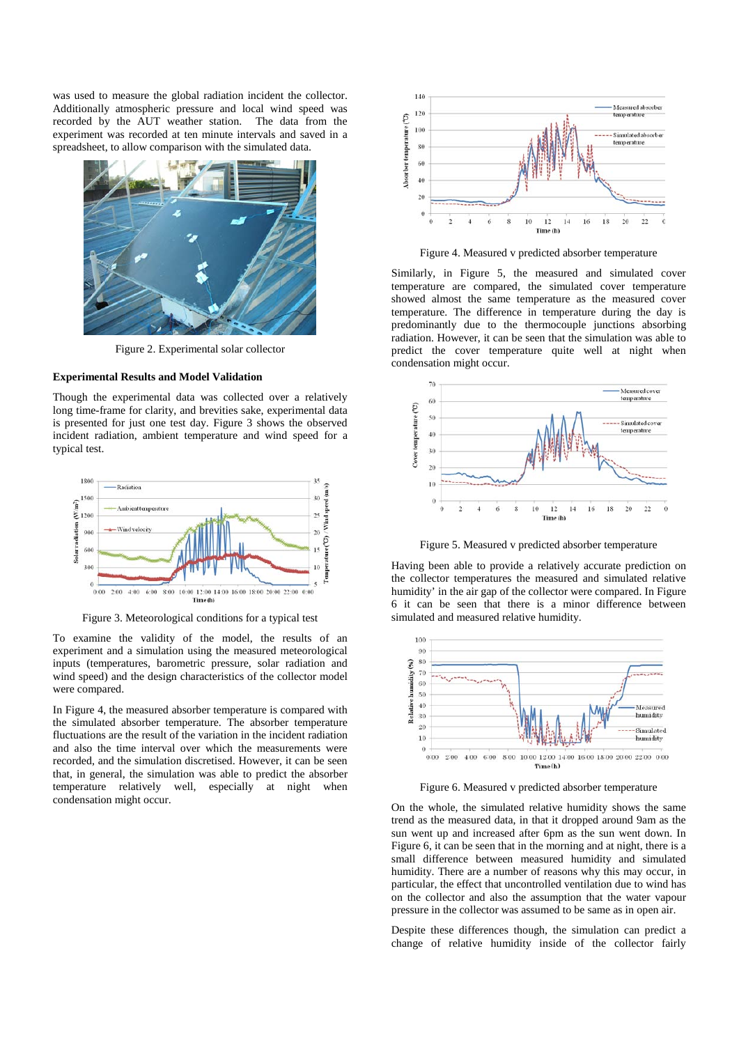was used to measure the global radiation incident the collector. Additionally atmospheric pressure and local wind speed was recorded by the AUT weather station. The data from the experiment was recorded at ten minute intervals and saved in a spreadsheet, to allow comparison with the simulated data.

Figure 2. Experimental solar collector

### Experimental Results and Model Validation

Though the experimental data was collected over a relatively long time-frame for clarity, and brevities sake, experimental data is presented for just one test day. Figure 3 shows the observed incident radiation, ambient temperature and wind speed for a typical test.

Figure 3. Meteorological conditions for a typical test

To examine the validity of the model, the results of an experiment and a simulation using the measured meteorological inputs (temperatures, barometric pressure, solar radiation and wind speed) and the design characteristics of the collector model were compared.

In Figure 4, the measured absorber temperature is compared with the simulated absorber temperature. The absorber temperature fluctuations are the result of the variation in the incident radiation and also the time interval over which the measurements were recorded, and the simulation discretised. However, it can be seen that, in general, the simulation was able to predict the absorber temperature relatively well, especially at night when condensation might occur.

Figure 4. Measured v predicted absorber temperature

Similarly, in Figure 5, the measured and simulated cover temperature are compared, the simulated cover temperature showed almost the same temperature as the measured cover temperature. The difference in temperature during the day is predominantly due to the thermocouple junctions absorbing radiation. However, it can be seen that the simulation was able to predict the cover temperature quite well at night when condensation might occur.

Figure 5. Measured v predicted absorber temperature

Having been able to provide a relatively accurate prediction on the collector temperatures the measured and simulated relative humidity' in the air gap of the collector were compared. In Figure 6 it can be seen that there is a minor difference between simulated and measured relative humidity.

Figure 6. Measured v predicted absorber temperature

On the whole, the simulated relative humidity shows the same trend as the measured data, in that it dropped around 9am as the sun went up and increased after 6pm as the sun went down. In Figure 6, it can be seen that in the morning and at night, there is a small difference between measured humidity and simulated humidity. There are a number of reasons why this may occur, in particular, the effect that uncontrolled ventilation due to wind has on the collector and also the assumption that the water vapour pressure in the collector was assumed to be same as in open air.

Despite these differences though, the simulation can predict a change of relative humidity inside of the collector fairly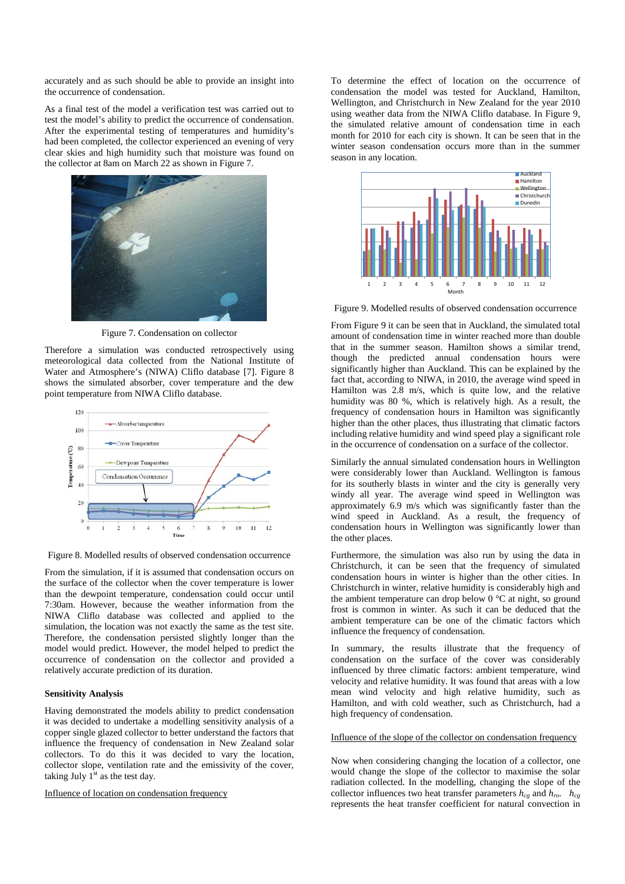accurately and as such should be able to provide an insight into the occurrence of condensation.

As a final test of the model a verification test was carried out to test the model's ability to predict the occurrence of condensation. After the experimental testing of temperatures and humidity's had been completed, the collector experienced an evening of very clear skies and high humidity such that moisture was found on the collector at 8am on March 22 as shown in Figure 7.

Figure 7. Condensation on collector

Therefore a simulation was conducted retrospectively using meteorological data collected from the National Institute of Water and Atmosphere's (NIWA) Cliflo database [7]. Figure 8 shows the simulated absorber, cover temperature and the dew point temperature from NIWA Cliflo database.

Figure 8. Modelled results of observed condensation occurrence

From the simulation, if it is assumed that condensation occurs on the surface of the collector when the cover temperature is lower than the dewpoint temperature, condensation could occur until 7:30am. However, because the weather information from the NIWA Cliflo database was collected and applied to the simulation, the location was not exactly the same as the test site. Therefore, the condensation persisted slightly longer than the model would predict. However, the model helped to predict the occurrence of condensation on the collector and provided a relatively accurate prediction of its duration.

**Sensitivity Analysis**

Having demonstrated the models ability to predict condensation it was decided to undertake a modelling sensitivity analysis of a copper single glazed collector to better understand the factors that influence the frequency of condensation in New Zealand solar collectors. To do this it was decided to vary the location, collector slope, ventilation rate and the emissivity of the cover, taking July 1st as the test day.

Influence of location on condensation frequency

To determine the effect of location on the occurrence of condensation the model was tested for Auckland, Hamilton, Wellington, and Christchurch in New Zealand for the year 2010 using weather data from the NIWA Cliflo database. In Figure 9, the simulated relative amount of condensation time in each month for 2010 for each city is shown. It can be seen that in the winter season condensation occurs more than in the summer season in any location.

Figure 9. Modelled results of observed condensation occurrence

From Figure 9 it can be seen that in Auckland, the simulated total amount of condensation time in winter reached more than double that in the summer season. Hamilton shows a similar trend, though the predicted annual condensation hours were significantly higher than Auckland. This can be explained by the fact that, according to NIWA, in 2010, the average wind speed in Hamilton was 2.8 m/s, which is quite low, and the relative humidity was 80 %, which is relatively high. As a result, the frequency of condensation hours in Hamilton was significantly higher than the other places, thus illustrating that climatic factors including relative humidity and wind speed play a significant role in the occurrence of condensation on a surface of the collector.

Similarly the annual simulated condensation hours in Wellington were considerably lower than Auckland. Wellington is famous for its southerly blasts in winter and the city is generally very windy all year. The average wind speed in Wellington was approximately 6.9 m/s which was significantly faster than the wind speed in Auckland. As a result, the frequency of condensation hours in Wellington was significantly lower than the other places.

Furthermore, the simulation was also run by using the data in Christchurch, it can be seen that the frequency of simulated condensation hours in winter is higher than the other cities. In Christchurch in winter, relative humidity is considerably high and the ambient temperature can drop below 0 °C at night, so ground frost is common in winter. As such it can be deduced that the ambient temperature can be one of the climatic factors which influence the frequency of condensation.

In summary, the results illustrate that the frequency of condensation on the surface of the cover was considerably influenced by three climatic factors: ambient temperature, wind velocity and relative humidity. It was found that areas with a low mean wind velocity and high relative humidity, such as Hamilton, and with cold weather, such as Christchurch, had a high frequency of condensation.

Influence of the slope of the collector on condensation frequency

Now when considering changing the location of a collector, one would change the slope of the collector to maximise the solar radiation collected. In the modelling, changing the slope of the collector influences two heat transfer parameters $h_{cg}$ and $h_{ro}$. $h_{cg}$ represents the heat transfer coefficient for natural convection in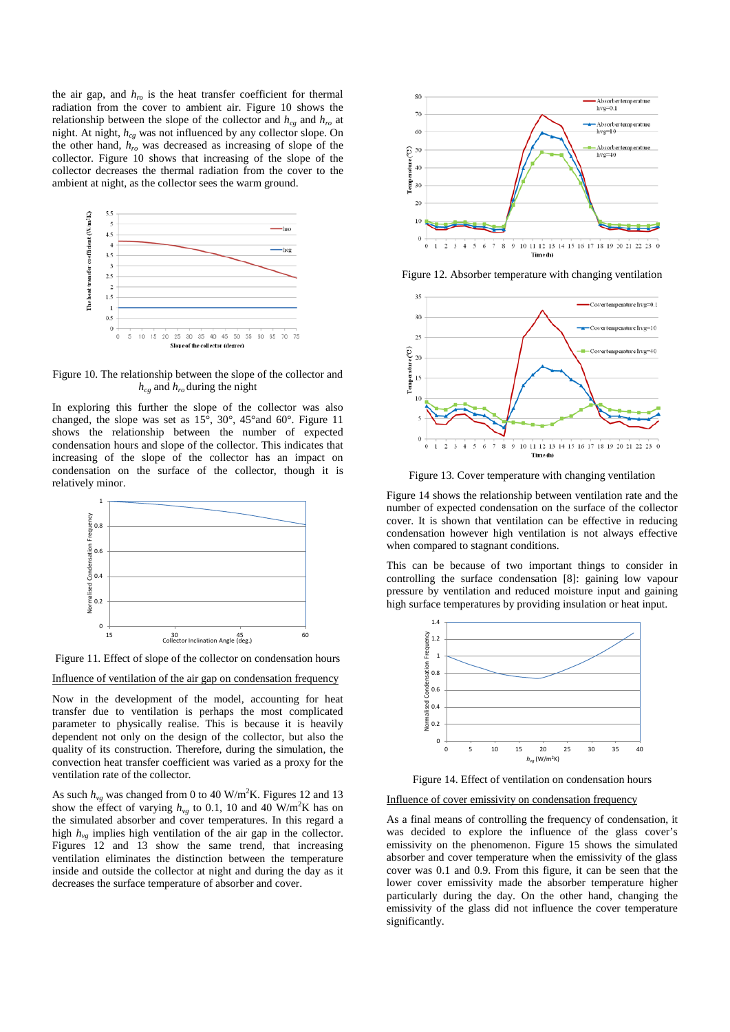the air gap, and $h_{ro}$ is the heat transfer coefficient for thermal radiation from the cover to ambient air. Figure 10 shows the relationship between the slope of the collector and $h_{cg}$ and $h_{ro}$ at night. At night, $h_{cg}$ was not influenced by any collector slope. On the other hand, $h_{ro}$ was decreased as increasing of slope of the collector. Figure 10 shows that increasing of the slope of the collector decreases the thermal radiation from the cover to the ambient at night, as the collector sees the warm ground.

Figure 10. The relationship between the slope of the collector and $h_{cg}$ and $h_{ro}$ during the night

In exploring this further the slope of the collector was also changed, the slope was set as 15°, 30°, 45°and 60°. Figure 11 shows the relationship between the number of expected condensation hours and slope of the collector. This indicates that increasing of the slope of the collector has an impact on condensation on the surface of the collector, though it is relatively minor.

Figure 11. Effect of slope of the collector on condensation hours

Influence of ventilation of the air gap on condensation frequency

Now in the development of the model, accounting for heat transfer due to ventilation is perhaps the most complicated parameter to physically realise. This is because it is heavily dependent not only on the design of the collector, but also the quality of its construction. Therefore, during the simulation, the convection heat transfer coefficient was varied as a proxy for the ventilation rate of the collector.

As such $h_{vg}$ was changed from 0 to 40 W/m$^2$K. Figures 12 and 13 show the effect of varying $h_{vg}$ to 0.1, 10 and 40 W/m$^2$K has on the simulated absorber and cover temperatures. In this regard a high $h_{vg}$ implies high ventilation of the air gap in the collector. Figures 12 and 13 show the same trend, that increasing ventilation eliminates the distinction between the temperature inside and outside the collector at night and during the day as it decreases the surface temperature of absorber and cover.

Figure 12. Absorber temperature with changing ventilation

Figure 13. Cover temperature with changing ventilation

Figure 14 shows the relationship between ventilation rate and the number of expected condensation on the surface of the collector cover. It is shown that ventilation can be effective in reducing condensation however high ventilation is not always effective when compared to stagnant conditions.

This can be because of two important things to consider in controlling the surface condensation [8]: gaining low vapour pressure by ventilation and reduced moisture input and gaining high surface temperatures by providing insulation or heat input.

Figure 14. Effect of ventilation on condensation hours

Influence of cover emissivity on condensation frequency

As a final means of controlling the frequency of condensation, it was decided to explore the influence of the glass cover's emissivity on the phenomenon. Figure 15 shows the simulated absorber and cover temperature when the emissivity of the glass cover was 0.1 and 0.9. From this figure, it can be seen that the lower cover emissivity made the absorber temperature higher particularly during the day. On the other hand, changing the emissivity of the glass did not influence the cover temperature significantly.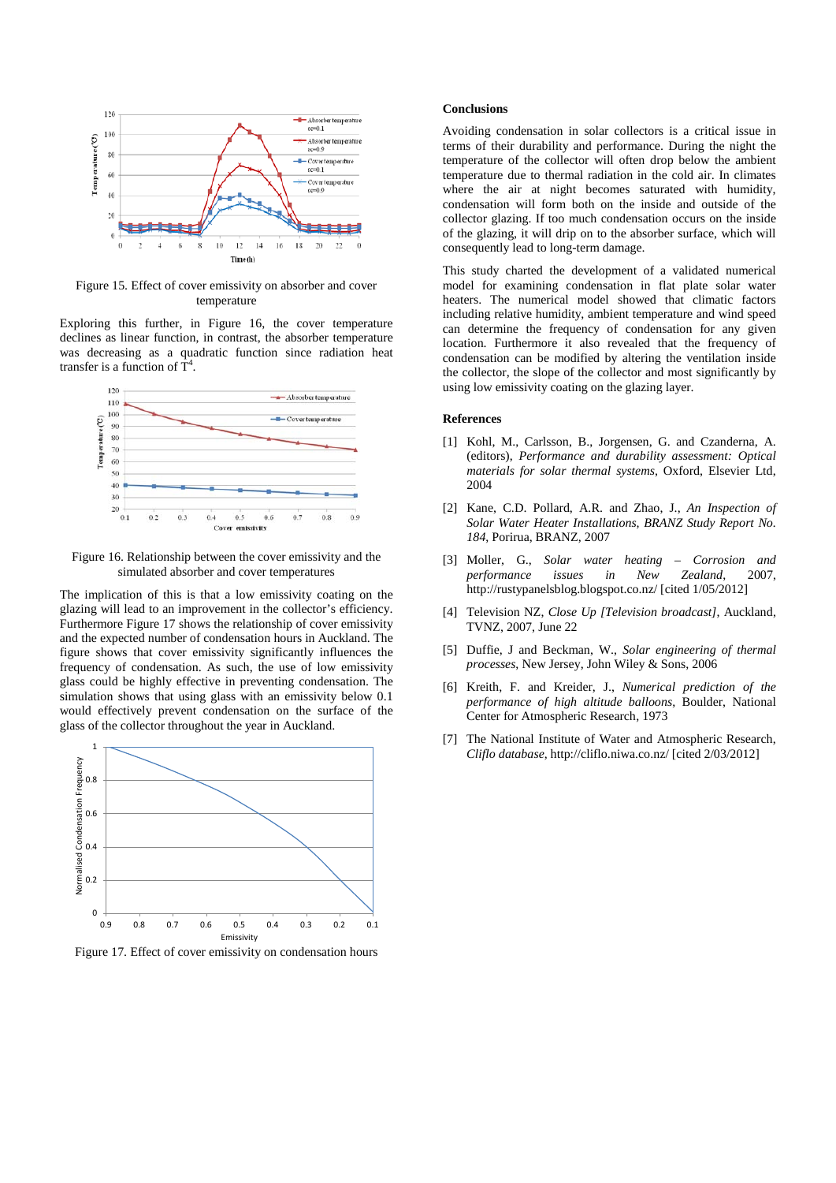120
100
80
60
40
20
0

Temperature(℃)

0 2 4 6 8 10 12 14 16 18 20 22 0

Time(h)

Absorber temperature ε=0.1

Absorber temperature ε=0.9

Cover temperature ε=0.1

Cover temperature ε=0.9

Figure 15. Effect of cover emissivity on absorber and cover temperature

Exploring this further, in Figure 16, the cover temperature declines as linear function, in contrast, the absorber temperature was decreasing as a quadratic function since radiation heat transfer is a function of $T^4$.

120
110
100
90
80
70
60
50
40
30
20

Temperature(℃)

0.1 0.2 0.3 0.4 0.5 0.6 0.7 0.8 0.9

Cover emissivity

Absorber temperature

Cover temperature

Figure 16. Relationship between the cover emissivity and the simulated absorber and cover temperatures

The implication of this is that a low emissivity coating on the glazing will lead to an improvement in the collector's efficiency. Furthermore Figure 17 shows the relationship of cover emissivity and the expected number of condensation hours in Auckland. The figure shows that cover emissivity significantly influences the frequency of condensation. As such, the use of low emissivity glass could be highly effective in preventing condensation. The simulation shows that using glass with an emissivity below 0.1 would effectively prevent condensation on the surface of the glass of the collector throughout the year in Auckland.

1
0.8
0.6
0.4
0.2
0

Normalised Condensation Frequency

0.9 0.8 0.7 0.6 0.5 0.4 0.3 0.2 0.1

Emissivity

Figure 17. Effect of cover emissivity on condensation hours

## Conclusions

Avoiding condensation in solar collectors is a critical issue in terms of their durability and performance. During the night the temperature of the collector will often drop below the ambient temperature due to thermal radiation in the cold air. In climates where the air at night becomes saturated with humidity, condensation will form both on the inside and outside of the collector glazing. If too much condensation occurs on the inside of the glazing, it will drip on to the absorber surface, which will consequently lead to long-term damage.

This study charted the development of a validated numerical model for examining condensation in flat plate solar water heaters. The numerical model showed that climatic factors including relative humidity, ambient temperature and wind speed can determine the frequency of condensation for any given location. Furthermore it also revealed that the frequency of condensation can be modified by altering the ventilation inside the collector, the slope of the collector and most significantly by using low emissivity coating on the glazing layer.

## References

[1] Kohl, M., Carlsson, B., Jorgensen, G. and Czanderna, A. (editors), *Performance and durability assessment: Optical materials for solar thermal systems*, Oxford, Elsevier Ltd, 2004

[2] Kane, C.D. Pollard, A.R. and Zhao, J., *An Inspection of Solar Water Heater Installations, BRANZ Study Report No. 184*, Porirua, BRANZ, 2007

[3] Moller, G., *Solar water heating – Corrosion and performance issues in New Zealand*, 2007, http://rustypanelsblog.blogspot.co.nz/ [cited 1/05/2012]

[4] Television NZ, *Close Up [Television broadcast]*, Auckland, TVNZ, 2007, June 22

[5] Duffie, J and Beckman, W., *Solar engineering of thermal processes*, New Jersey, John Wiley & Sons, 2006

[6] Kreith, F. and Kreider, J., *Numerical prediction of the performance of high altitude balloons*, Boulder, National Center for Atmospheric Research, 1973

[7] The National Institute of Water and Atmospheric Research, *Cliflo database*, http://cliflo.niwa.co.nz/ [cited 2/03/2012]